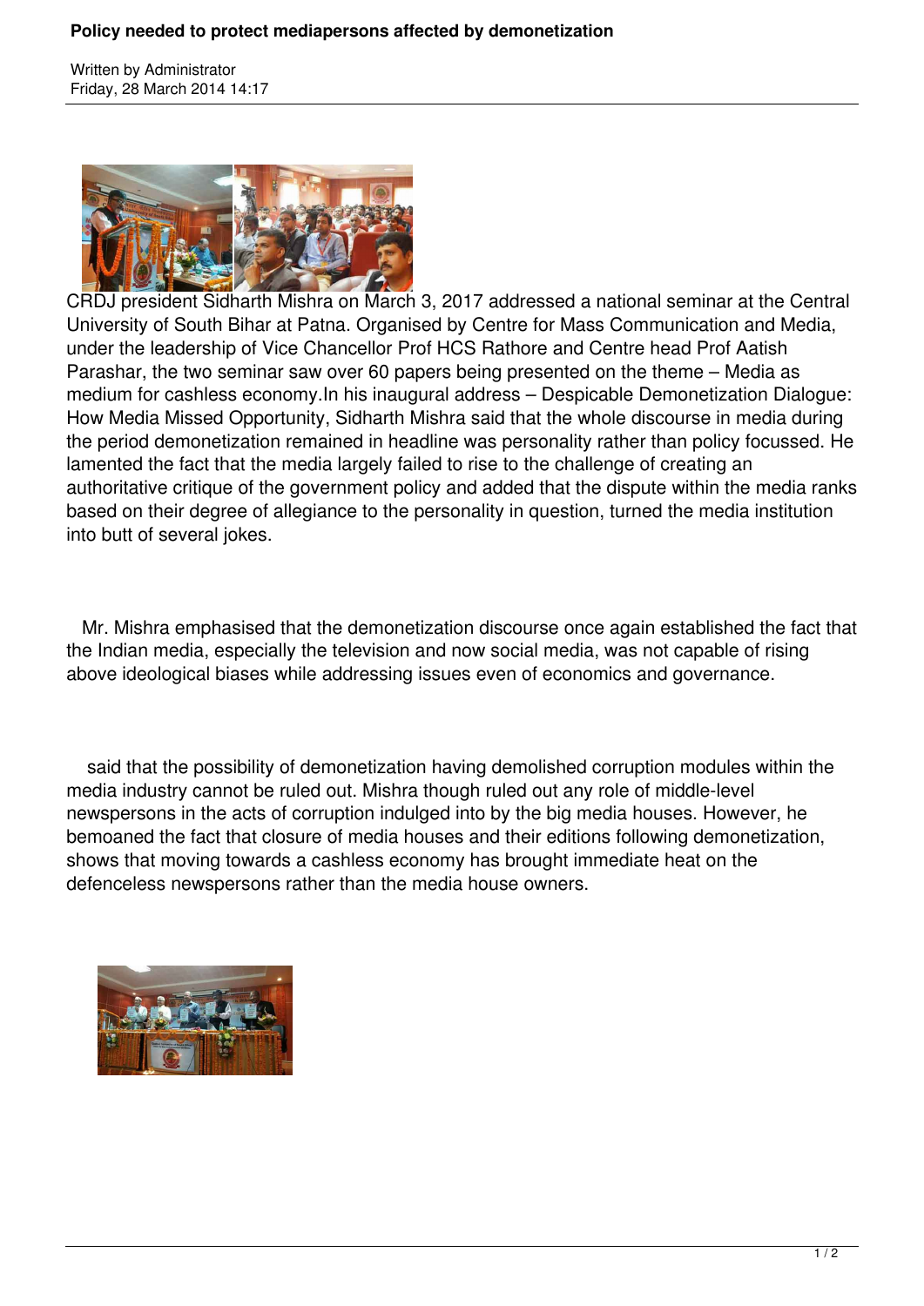# Policy needed to protect mediapersons affected by demonetization

Written by Administrator
Friday, 28 March 2014 14:17

CRDJ president Sidharth Mishra on March 3, 2017 addressed a national seminar at the Central University of South Bihar at Patna. Organised by Centre for Mass Communication and Media, under the leadership of Vice Chancellor Prof HCS Rathore and Centre head Prof Aatish Parashar, the two seminar saw over 60 papers being presented on the theme – Media as medium for cashless economy.In his inaugural address – Despicable Demonetization Dialogue: How Media Missed Opportunity, Sidharth Mishra said that the whole discourse in media during the period demonetization remained in headline was personality rather than policy focussed. He lamented the fact that the media largely failed to rise to the challenge of creating an authoritative critique of the government policy and added that the dispute within the media ranks based on their degree of allegiance to the personality in question, turned the media institution into butt of several jokes.

Mr. Mishra emphasised that the demonetization discourse once again established the fact that the Indian media, especially the television and now social media, was not capable of rising above ideological biases while addressing issues even of economics and governance.

said that the possibility of demonetization having demolished corruption modules within the media industry cannot be ruled out. Mishra though ruled out any role of middle-level newspersons in the acts of corruption indulged into by the big media houses. However, he bemoaned the fact that closure of media houses and their editions following demonetization, shows that moving towards a cashless economy has brought immediate heat on the defenceless newspersons rather than the media house owners.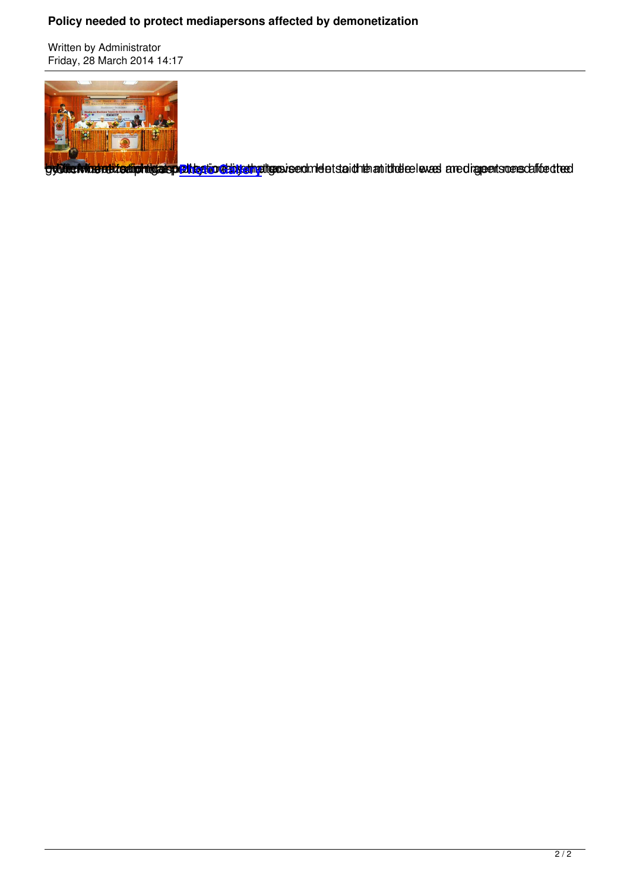Photo Gallery